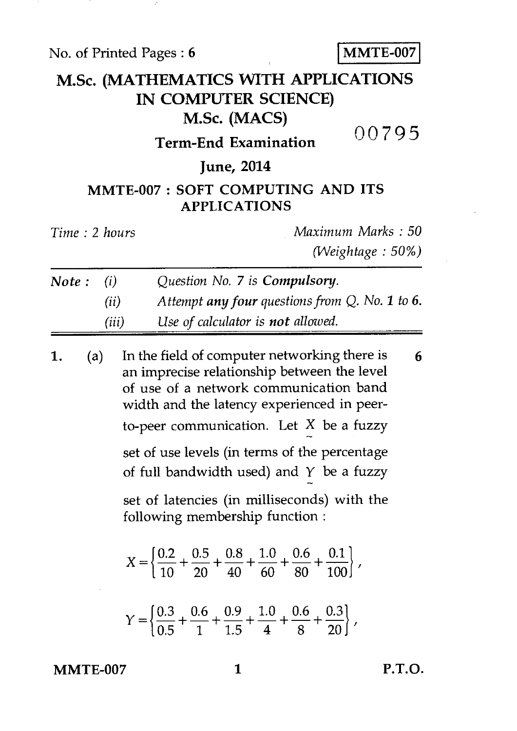No. of Printed Pages : 6

**MMTE-007**

# M.Sc. (MATHEMATICS WITH APPLICATIONS IN COMPUTER SCIENCE)

# M.Sc. (MACS)

00795

## Term-End Examination

## June, 2014

## MMTE-007 : SOFT COMPUTING AND ITS APPLICATIONS

*Time : 2 hours*

*Maximum Marks : 50*

*(Weightage : 50%)*

**Note :**
*(i) Question No. 7 is* **Compulsory.**
*(ii) Attempt* **any four** *questions from Q. No.* **1** *to* **6.**
*(iii) Use of calculator is* **not** *allowed.*

---

1. (a) In the field of computer networking there is an imprecise relationship between the level of use of a network communication band width and the latency experienced in peer-to-peer communication. Let $\underset{\sim}{X}$ be a fuzzy set of use levels (in terms of the percentage of full bandwidth used) and $\underset{\sim}{Y}$ be a fuzzy set of latencies (in milliseconds) with the following membership function : **6**

$$X = \left\{ \frac{0.2}{10} + \frac{0.5}{20} + \frac{0.8}{40} + \frac{1.0}{60} + \frac{0.6}{80} + \frac{0.1}{100} \right\},$$

$$Y = \left\{ \frac{0.3}{0.5} + \frac{0.6}{1} + \frac{0.9}{1.5} + \frac{1.0}{4} + \frac{0.6}{8} + \frac{0.3}{20} \right\},$$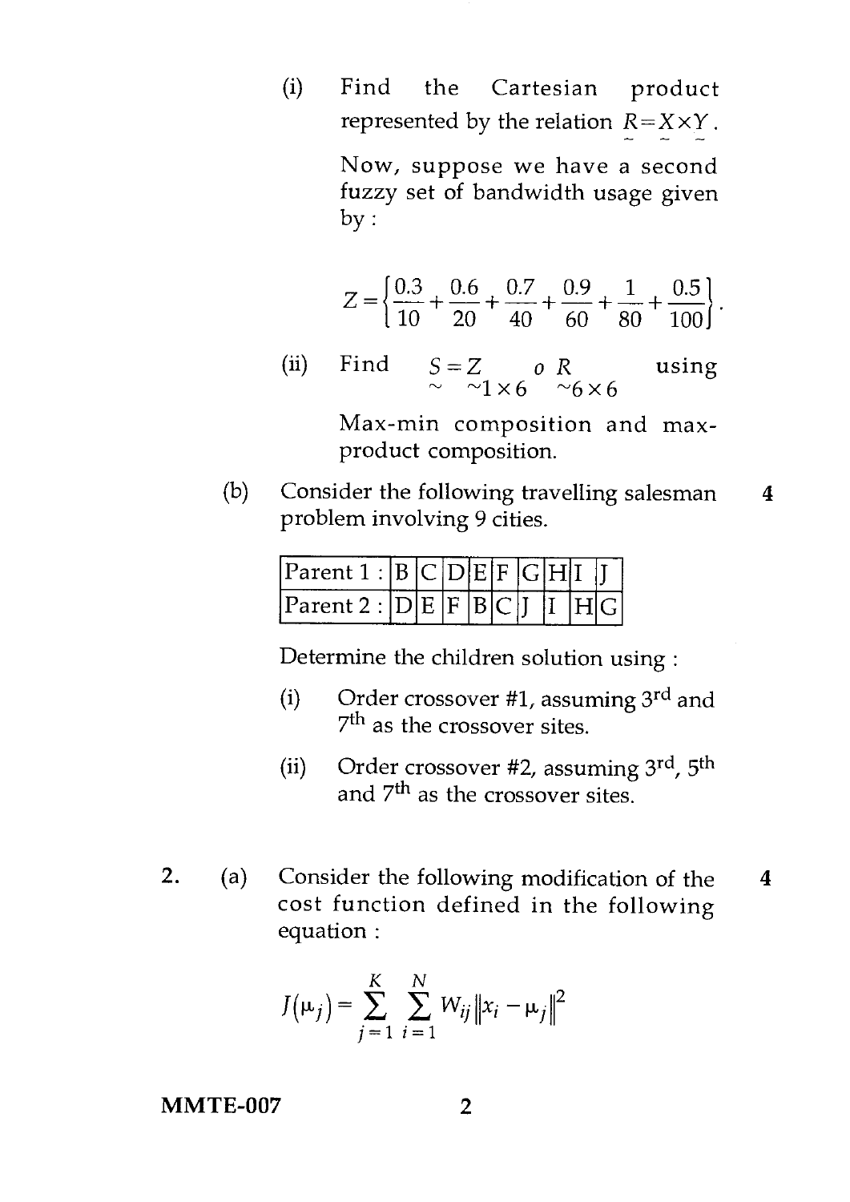(i) Find the Cartesian product represented by the relation $\underset{\sim}{R} = \underset{\sim}{X} \times \underset{\sim}{Y}$.

Now, suppose we have a second fuzzy set of bandwidth usage given by :

$$Z = \left\{ \frac{0.3}{10} + \frac{0.6}{20} + \frac{0.7}{40} + \frac{0.9}{60} + \frac{1}{80} + \frac{0.5}{100} \right\}.$$

(ii) Find $\underset{\sim}{S} = \underset{\sim 1 \times 6}{Z} \; o \; \underset{\sim 6 \times 6}{R}$ using Max-min composition and max-product composition.

(b) Consider the following travelling salesman problem involving 9 cities. **4**

| Parent 1 : | B | C | D | E | F | G | H | I | J |
|---|---|---|---|---|---|---|---|---|---|
| Parent 2 : | D | E | F | B | C | J | I | H | G |

Determine the children solution using :

(i) Order crossover #1, assuming 3rd and 7th as the crossover sites.

(ii) Order crossover #2, assuming 3rd, 5th and 7th as the crossover sites.

2. (a) Consider the following modification of the cost function defined in the following equation : **4**

$$J(\mu_j) = \sum_{j=1}^{K} \sum_{i=1}^{N} W_{ij} \|x_i - \mu_j\|^2$$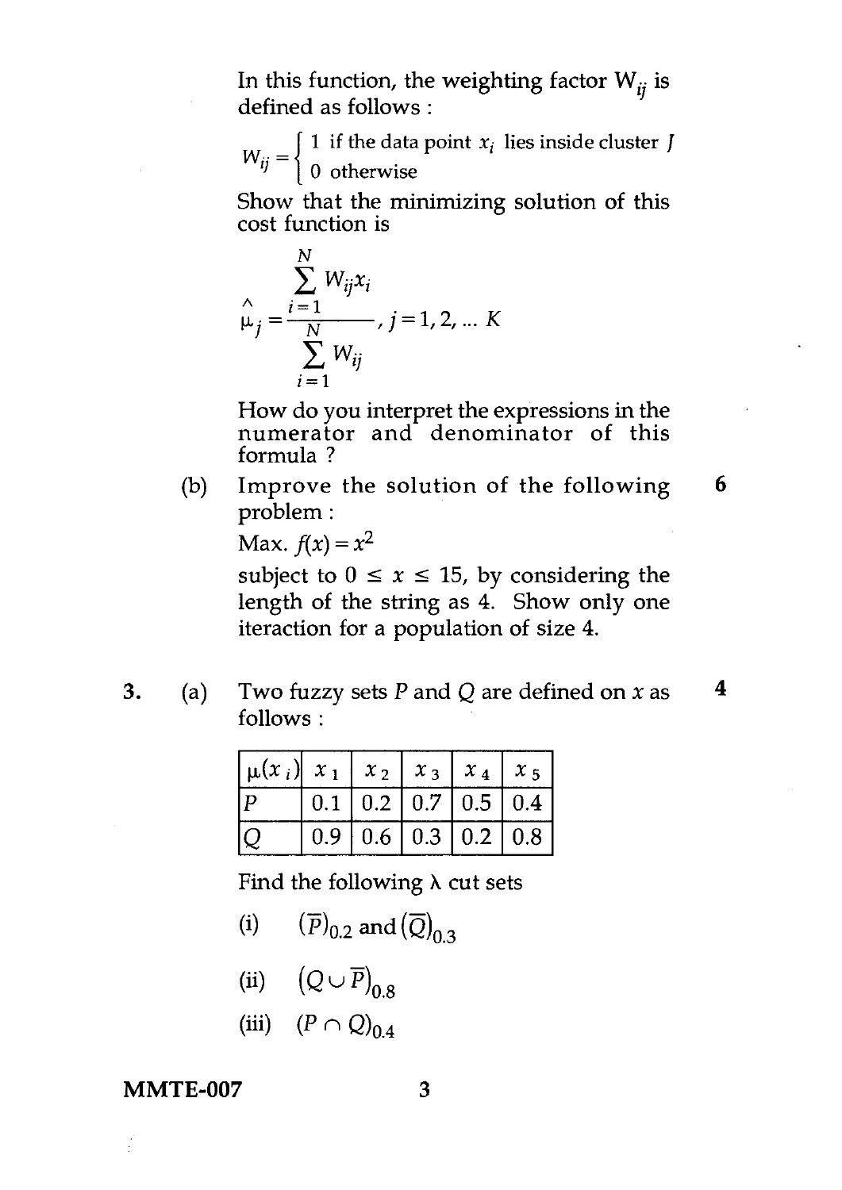In this function, the weighting factor $W_{ij}$ is defined as follows :

$$W_{ij} = \begin{cases} 1 & \text{if the data point } x_i \text{ lies inside cluster } J \\ 0 & \text{otherwise} \end{cases}$$

Show that the minimizing solution of this cost function is

$$\hat{\mu}_j = \frac{\sum_{i=1}^{N} W_{ij} x_i}{\sum_{i=1}^{N} W_{ij}}, \; j = 1, 2, \ldots K$$

How do you interpret the expressions in the numerator and denominator of this formula ?

(b) Improve the solution of the following problem : **6**

Max. $f(x) = x^2$

subject to $0 \leq x \leq 15$, by considering the length of the string as 4. Show only one iteraction for a population of size 4.

3. (a) Two fuzzy sets $P$ and $Q$ are defined on $x$ as follows : **4**

| $\mu(x_i)$ | $x_1$ | $x_2$ | $x_3$ | $x_4$ | $x_5$ |
|---|---|---|---|---|---|
| $P$ | 0.1 | 0.2 | 0.7 | 0.5 | 0.4 |
| $Q$ | 0.9 | 0.6 | 0.3 | 0.2 | 0.8 |

Find the following $\lambda$ cut sets

(i) $(\overline{P})_{0.2}$ and $(\overline{Q})_{0.3}$

(ii) $(Q \cup \overline{P})_{0.8}$

(iii) $(P \cap Q)_{0.4}$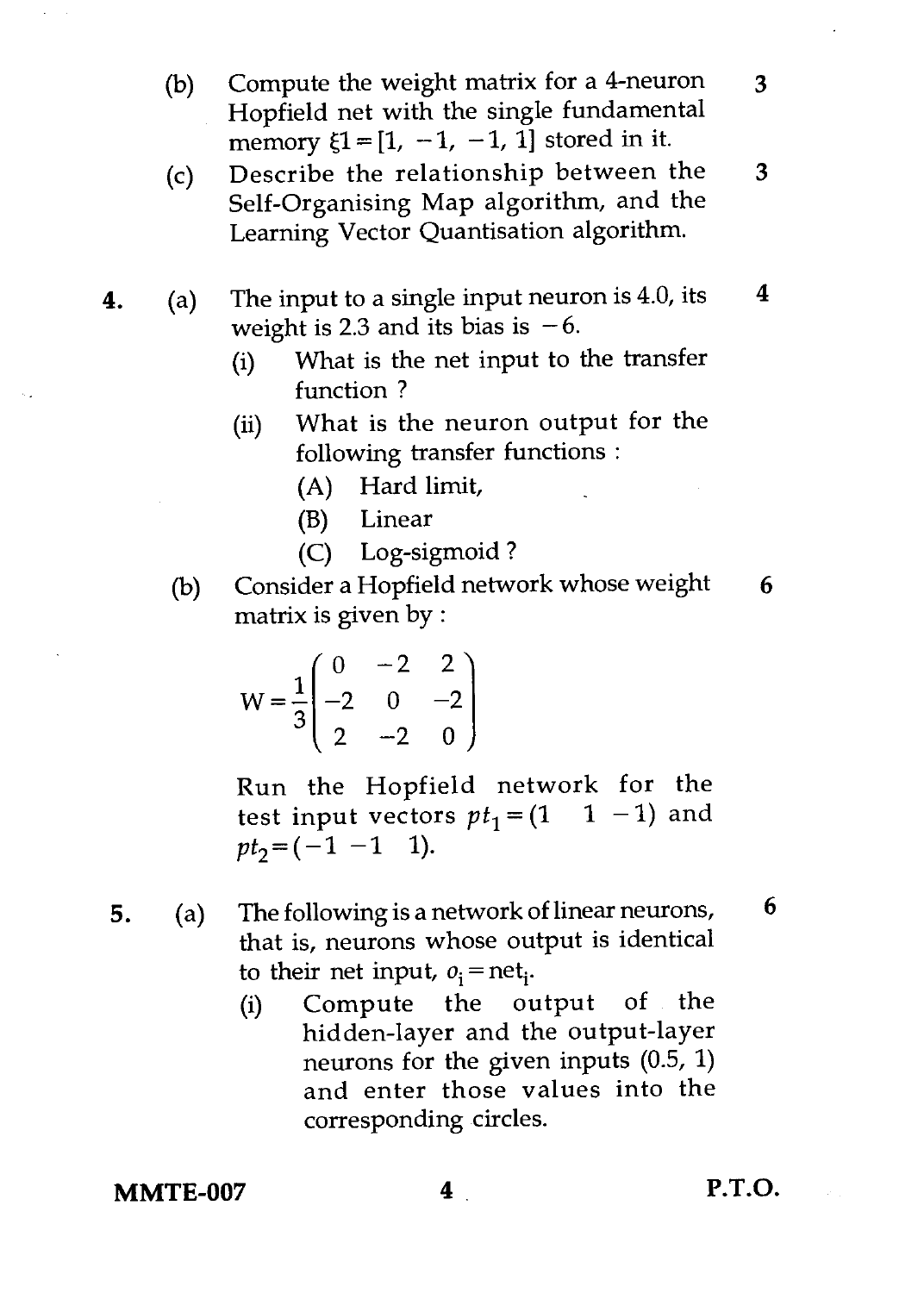(b) Compute the weight matrix for a 4-neuron Hopfield net with the single fundamental memory $\xi 1 = [1, -1, -1, 1]$ stored in it. **3**

(c) Describe the relationship between the Self-Organising Map algorithm, and the Learning Vector Quantisation algorithm. **3**

**4.** (a) The input to a single input neuron is 4.0, its weight is 2.3 and its bias is $-6$. **4**

(i) What is the net input to the transfer function ?

(ii) What is the neuron output for the following transfer functions :

(A) Hard limit,

(B) Linear

(C) Log-sigmoid ?

(b) Consider a Hopfield network whose weight matrix is given by : **6**

$$W = \frac{1}{3}\begin{pmatrix} 0 & -2 & 2 \\ -2 & 0 & -2 \\ 2 & -2 & 0 \end{pmatrix}$$

Run the Hopfield network for the test input vectors $pt_1 = (1 \quad 1 \; -1)$ and $pt_2 = (-1 \; -1 \quad 1)$.

**5.** (a) The following is a network of linear neurons, that is, neurons whose output is identical to their net input, $o_i = \text{net}_i$. **6**

(i) Compute the output of the hidden-layer and the output-layer neurons for the given inputs (0.5, 1) and enter those values into the corresponding circles.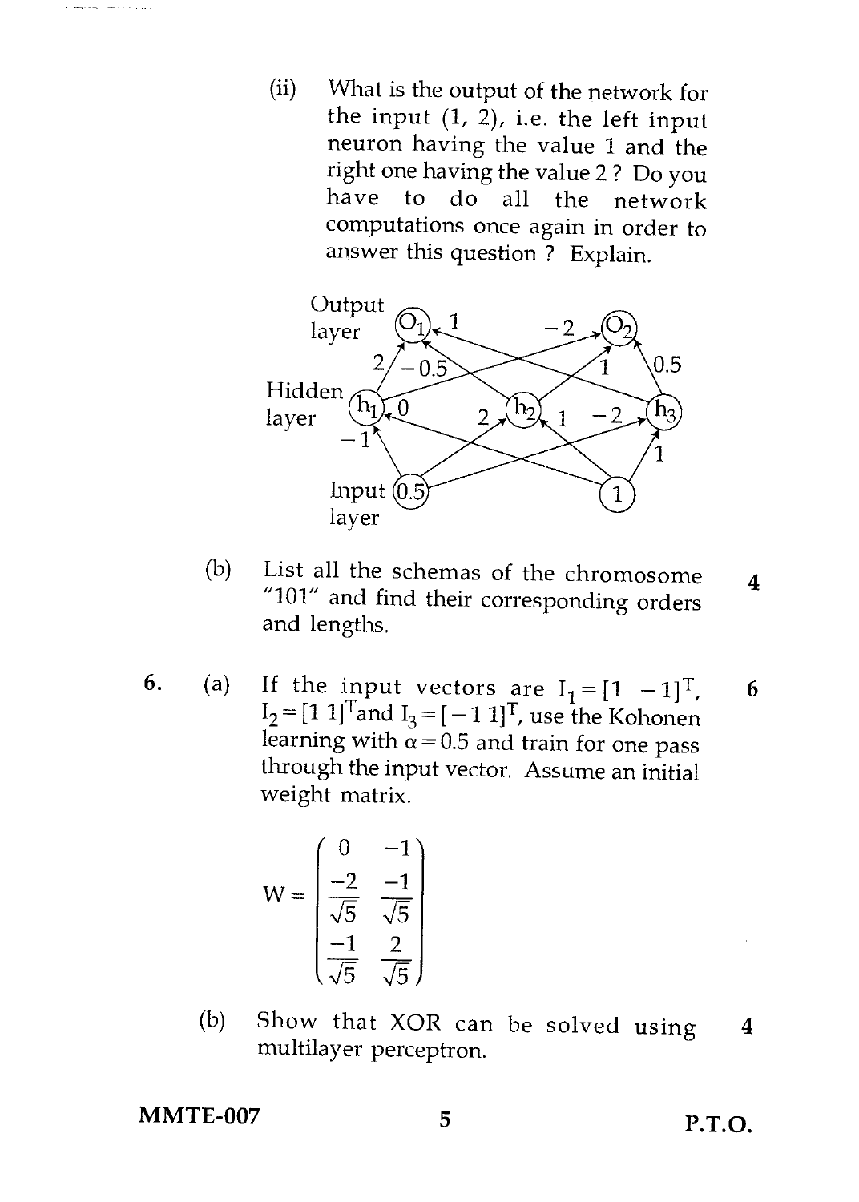(ii) What is the output of the network for the input (1, 2), i.e. the left input neuron having the value 1 and the right one having the value 2 ? Do you have to do all the network computations once again in order to answer this question ? Explain.

(b) List all the schemas of the chromosome "101" and find their corresponding orders and lengths. **4**

6. (a) If the input vectors are $I_1 = [1 \;\; -1]^T$, $I_2 = [1 \;\; 1]^T$ and $I_3 = [-1 \;\; 1]^T$, use the Kohonen learning with $\alpha = 0.5$ and train for one pass through the input vector. Assume an initial weight matrix. **6**

$$W = \begin{pmatrix} 0 & -1 \\ \frac{-2}{\sqrt{5}} & \frac{-1}{\sqrt{5}} \\ \frac{-1}{\sqrt{5}} & \frac{2}{\sqrt{5}} \end{pmatrix}$$

(b) Show that XOR can be solved using multilayer perceptron. **4**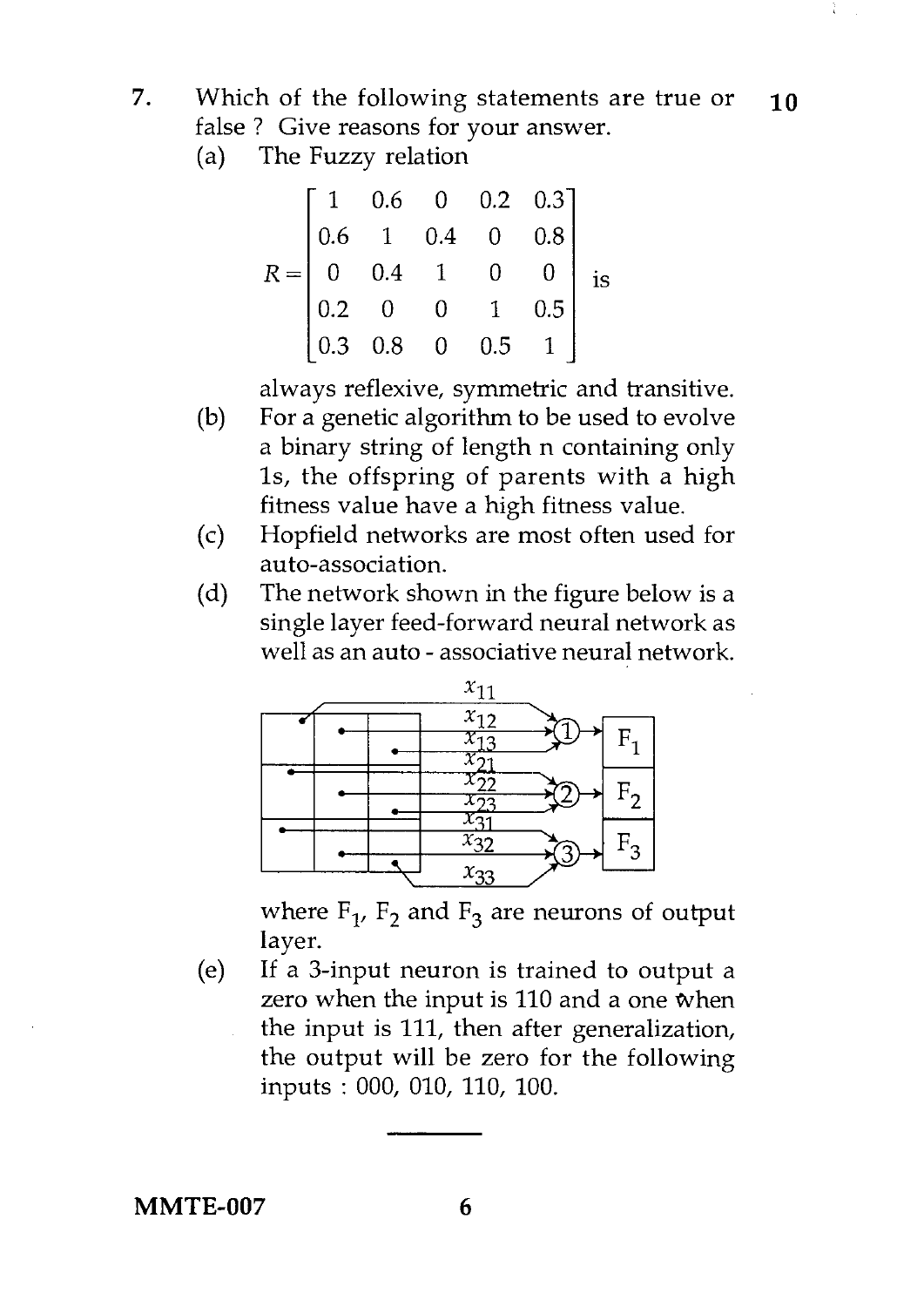7. Which of the following statements are true or false ? Give reasons for your answer. **10**

   (a) The Fuzzy relation

$$R = \begin{bmatrix} 1 & 0.6 & 0 & 0.2 & 0.3 \\ 0.6 & 1 & 0.4 & 0 & 0.8 \\ 0 & 0.4 & 1 & 0 & 0 \\ 0.2 & 0 & 0 & 1 & 0.5 \\ 0.3 & 0.8 & 0 & 0.5 & 1 \end{bmatrix} \text{ is}$$

   always reflexive, symmetric and transitive.

   (b) For a genetic algorithm to be used to evolve a binary string of length n containing only 1s, the offspring of parents with a high fitness value have a high fitness value.

   (c) Hopfield networks are most often used for auto-association.

   (d) The network shown in the figure below is a single layer feed-forward neural network as well as an auto - associative neural network.

$x_{11}$
$x_{12}$
$x_{13}$
$x_{21}$
$x_{22}$
$x_{23}$
$x_{31}$
$x_{32}$
$x_{33}$
1
2
3
$F_1$
$F_2$
$F_3$

   where $F_1$, $F_2$ and $F_3$ are neurons of output layer.

   (e) If a 3-input neuron is trained to output a zero when the input is 110 and a one when the input is 111, then after generalization, the output will be zero for the following inputs : 000, 010, 110, 100.